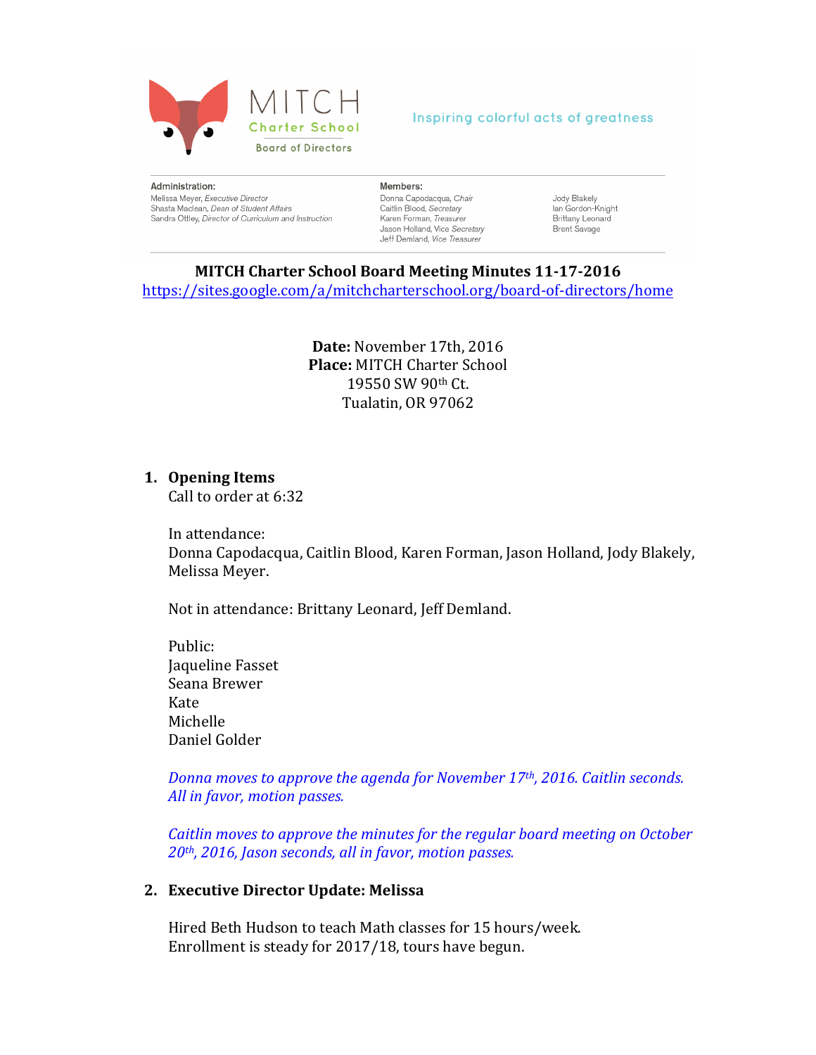MITCH Charter School
Board of Directors

Inspiring colorful acts of greatness

**Administration:**
Melissa Meyer, *Executive Director*
Shasta Maclean, *Dean of Student Affairs*
Sandra Ottley, *Director of Curriculum and Instruction*

**Members:**
Donna Capodacqua, *Chair*
Caitlin Blood, *Secretary*
Karen Forman, *Treasurer*
Jason Holland, *Vice Secretary*
Jeff Demland, *Vice Treasurer*
Jody Blakely
Ian Gordon-Knight
Brittany Leonard
Brent Savage

# MITCH Charter School Board Meeting Minutes 11-17-2016

https://sites.google.com/a/mitchcharterschool.org/board-of-directors/home

**Date:** November 17th, 2016
**Place:** MITCH Charter School
19550 SW 90th Ct.
Tualatin, OR 97062

## 1. Opening Items

Call to order at 6:32

In attendance:
Donna Capodacqua, Caitlin Blood, Karen Forman, Jason Holland, Jody Blakely, Melissa Meyer.

Not in attendance: Brittany Leonard, Jeff Demland.

Public:
Jaqueline Fasset
Seana Brewer
Kate
Michelle
Daniel Golder

*Donna moves to approve the agenda for November 17th, 2016. Caitlin seconds. All in favor, motion passes.*

*Caitlin moves to approve the minutes for the regular board meeting on October 20th, 2016, Jason seconds, all in favor, motion passes.*

## 2. Executive Director Update: Melissa

Hired Beth Hudson to teach Math classes for 15 hours/week.
Enrollment is steady for 2017/18, tours have begun.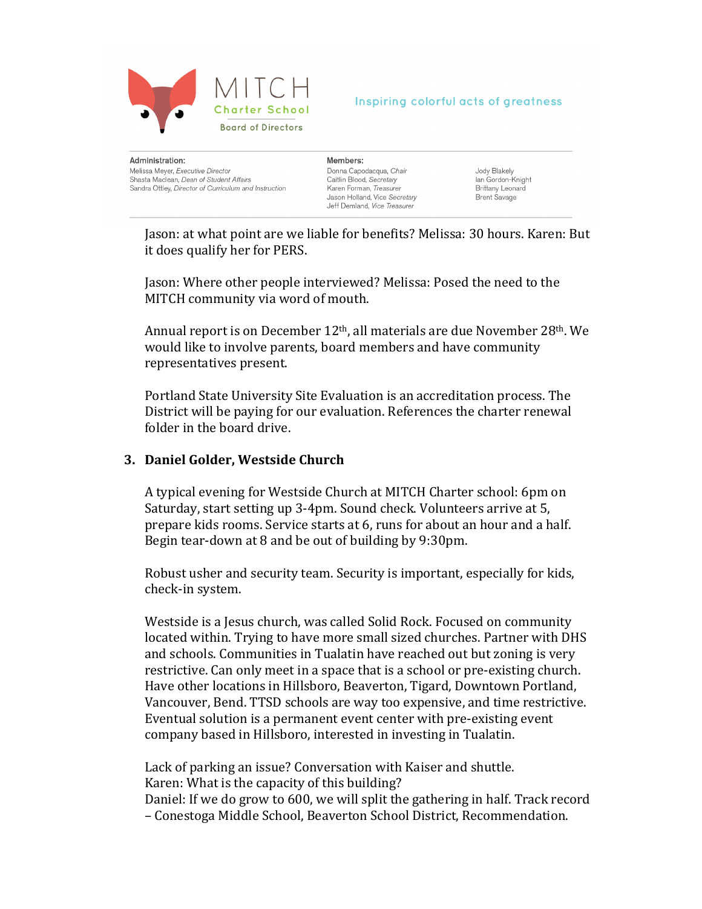Jason: at what point are we liable for benefits? Melissa: 30 hours. Karen: But it does qualify her for PERS.

Jason: Where other people interviewed? Melissa: Posed the need to the MITCH community via word of mouth.

Annual report is on December 12th, all materials are due November 28th. We would like to involve parents, board members and have community representatives present.

Portland State University Site Evaluation is an accreditation process. The District will be paying for our evaluation. References the charter renewal folder in the board drive.

### 3. Daniel Golder, Westside Church

A typical evening for Westside Church at MITCH Charter school: 6pm on Saturday, start setting up 3-4pm. Sound check. Volunteers arrive at 5, prepare kids rooms. Service starts at 6, runs for about an hour and a half. Begin tear-down at 8 and be out of building by 9:30pm.

Robust usher and security team. Security is important, especially for kids, check-in system.

Westside is a Jesus church, was called Solid Rock. Focused on community located within. Trying to have more small sized churches. Partner with DHS and schools. Communities in Tualatin have reached out but zoning is very restrictive. Can only meet in a space that is a school or pre-existing church. Have other locations in Hillsboro, Beaverton, Tigard, Downtown Portland, Vancouver, Bend. TTSD schools are way too expensive, and time restrictive. Eventual solution is a permanent event center with pre-existing event company based in Hillsboro, interested in investing in Tualatin.

Lack of parking an issue? Conversation with Kaiser and shuttle.
Karen: What is the capacity of this building?
Daniel: If we do grow to 600, we will split the gathering in half. Track record – Conestoga Middle School, Beaverton School District, Recommendation.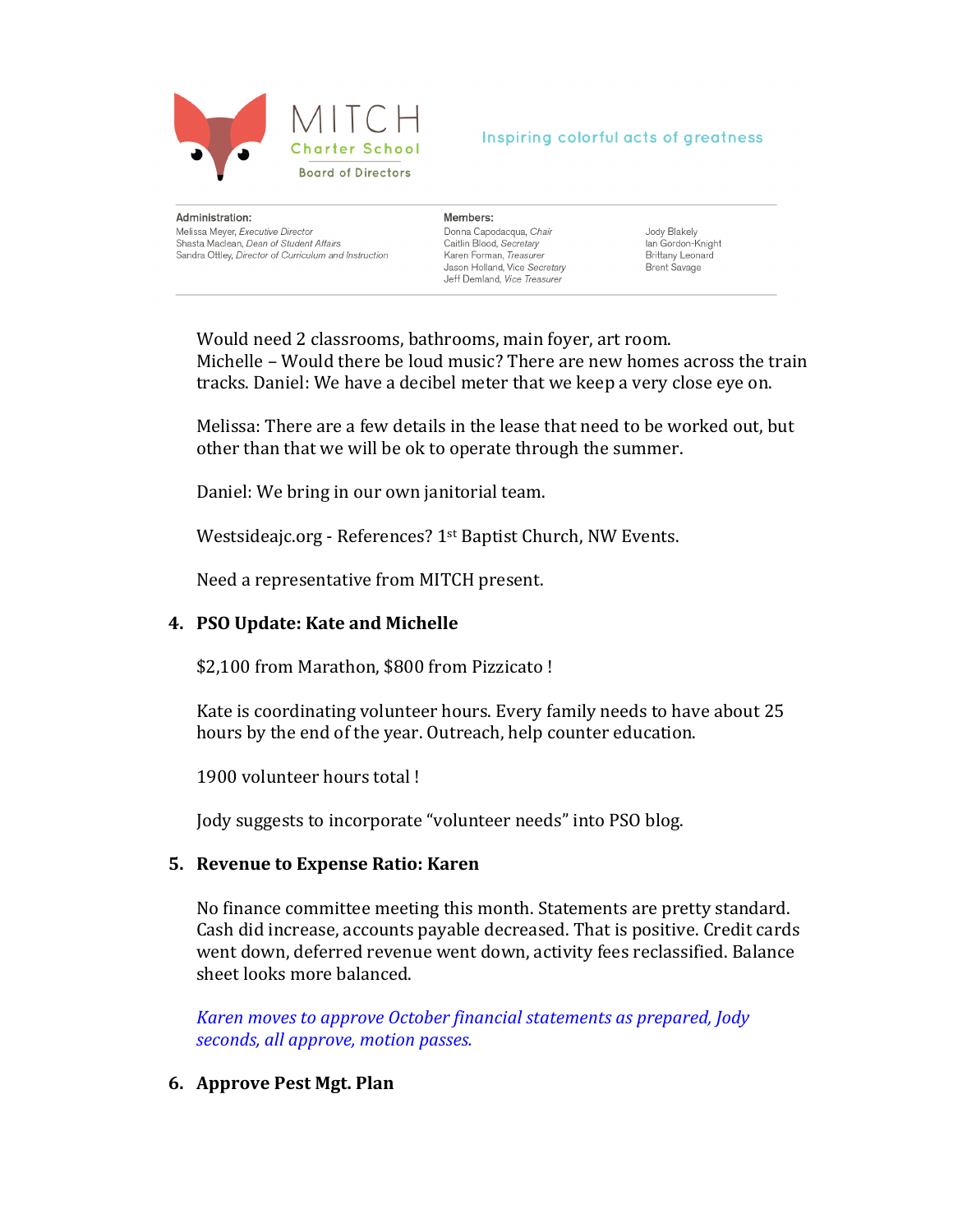Would need 2 classrooms, bathrooms, main foyer, art room.
Michelle – Would there be loud music? There are new homes across the train tracks. Daniel: We have a decibel meter that we keep a very close eye on.

Melissa: There are a few details in the lease that need to be worked out, but other than that we will be ok to operate through the summer.

Daniel: We bring in our own janitorial team.

Westsideajc.org - References? 1st Baptist Church, NW Events.

Need a representative from MITCH present.

**4. PSO Update: Kate and Michelle**

$2,100 from Marathon, $800 from Pizzicato !

Kate is coordinating volunteer hours. Every family needs to have about 25 hours by the end of the year. Outreach, help counter education.

1900 volunteer hours total !

Jody suggests to incorporate "volunteer needs" into PSO blog.

**5. Revenue to Expense Ratio: Karen**

No finance committee meeting this month. Statements are pretty standard. Cash did increase, accounts payable decreased. That is positive. Credit cards went down, deferred revenue went down, activity fees reclassified. Balance sheet looks more balanced.

*Karen moves to approve October financial statements as prepared, Jody seconds, all approve, motion passes.*

**6. Approve Pest Mgt. Plan**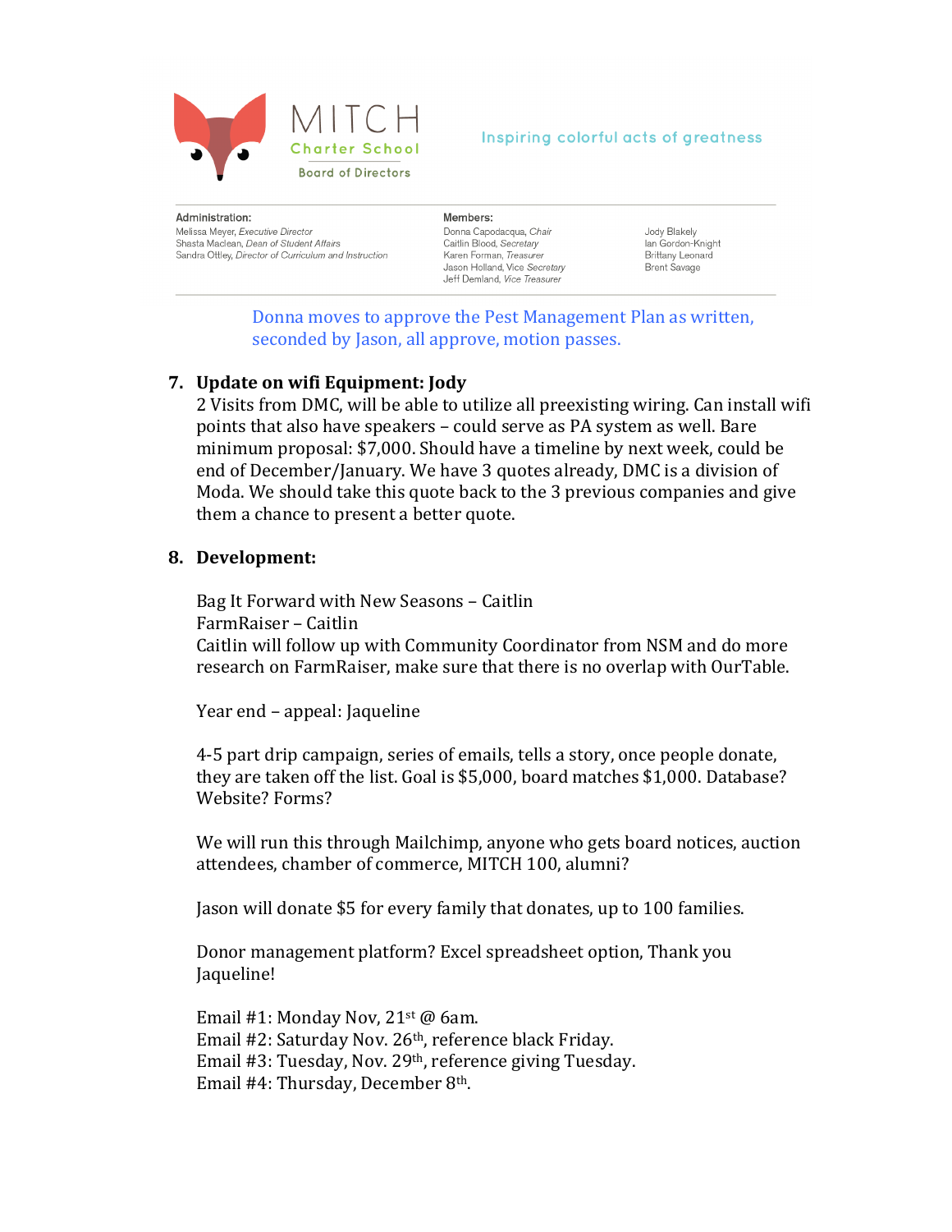MITCH

Charter School

Board of Directors

Inspiring colorful acts of greatness

**Administration:**
Melissa Meyer, *Executive Director*
Shasta Maclean, *Dean of Student Affairs*
Sandra Ottley, *Director of Curriculum and Instruction*

**Members:**
Donna Capodacqua, *Chair*
Caitlin Blood, *Secretary*
Karen Forman, *Treasurer*
Jason Holland, *Vice Secretary*
Jeff Demland, *Vice Treasurer*
Jody Blakely
Ian Gordon-Knight
Brittany Leonard
Brent Savage

Donna moves to approve the Pest Management Plan as written, seconded by Jason, all approve, motion passes.

7. **Update on wifi Equipment: Jody**
   2 Visits from DMC, will be able to utilize all preexisting wiring. Can install wifi points that also have speakers – could serve as PA system as well. Bare minimum proposal: $7,000. Should have a timeline by next week, could be end of December/January. We have 3 quotes already, DMC is a division of Moda. We should take this quote back to the 3 previous companies and give them a chance to present a better quote.

8. **Development:**

   Bag It Forward with New Seasons – Caitlin
   FarmRaiser – Caitlin
   Caitlin will follow up with Community Coordinator from NSM and do more research on FarmRaiser, make sure that there is no overlap with OurTable.

   Year end – appeal: Jaqueline

   4-5 part drip campaign, series of emails, tells a story, once people donate, they are taken off the list. Goal is $5,000, board matches $1,000. Database? Website? Forms?

   We will run this through Mailchimp, anyone who gets board notices, auction attendees, chamber of commerce, MITCH 100, alumni?

   Jason will donate $5 for every family that donates, up to 100 families.

   Donor management platform? Excel spreadsheet option, Thank you Jaqueline!

   Email #1: Monday Nov, 21st @ 6am.
   Email #2: Saturday Nov. 26th, reference black Friday.
   Email #3: Tuesday, Nov. 29th, reference giving Tuesday.
   Email #4: Thursday, December 8th.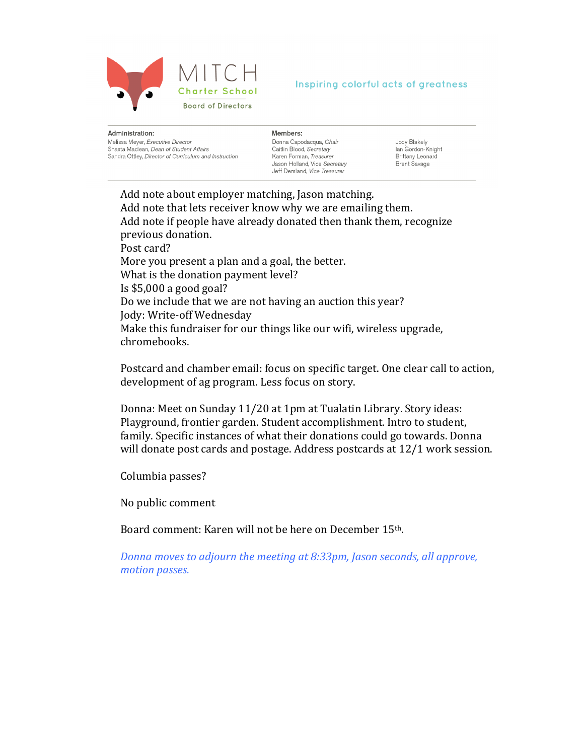MITCH

Charter School

Board of Directors

Inspiring colorful acts of greatness

**Administration:**
Melissa Meyer, *Executive Director*
Shasta Maclean, *Dean of Student Affairs*
Sandra Ottley, *Director of Curriculum and Instruction*

**Members:**
Donna Capodacqua, *Chair*
Caitlin Blood, *Secretary*
Karen Forman, *Treasurer*
Jason Holland, Vice *Secretary*
Jeff Demland, *Vice Treasurer*
Jody Blakely
Ian Gordon-Knight
Brittany Leonard
Brent Savage

Add note about employer matching, Jason matching.
Add note that lets receiver know why we are emailing them.
Add note if people have already donated then thank them, recognize previous donation.
Post card?
More you present a plan and a goal, the better.
What is the donation payment level?
Is $5,000 a good goal?
Do we include that we are not having an auction this year?
Jody: Write-off Wednesday
Make this fundraiser for our things like our wifi, wireless upgrade, chromebooks.

Postcard and chamber email: focus on specific target. One clear call to action, development of ag program. Less focus on story.

Donna: Meet on Sunday 11/20 at 1pm at Tualatin Library. Story ideas: Playground, frontier garden. Student accomplishment. Intro to student, family. Specific instances of what their donations could go towards. Donna will donate post cards and postage. Address postcards at 12/1 work session.

Columbia passes?

No public comment

Board comment: Karen will not be here on December 15th.

*Donna moves to adjourn the meeting at 8:33pm, Jason seconds, all approve, motion passes.*